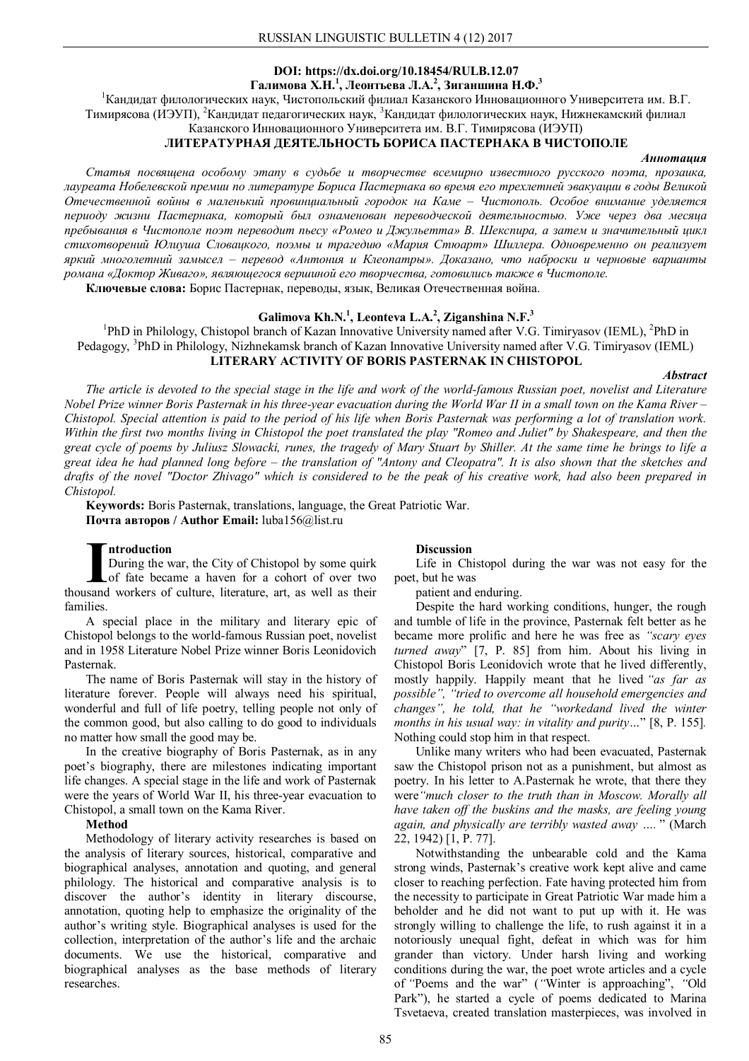DOI: https://dx.doi.org/10.18454/RULB.12.07

**Галимова Х.Н.[1], Леонтьева Л.А.[2], Зиганшина Н.Ф.[3]**

[1]Кандидат филологических наук, Чистопольский филиал Казанского Инновационного Университета им. В.Г. Тимирясова (ИЭУП), [2]Кандидат педагогических наук, [3]Кандидат филологических наук, Нижнекамский филиал Казанского Инновационного Университета им. В.Г. Тимирясова (ИЭУП)

# ЛИТЕРАТУРНАЯ ДЕЯТЕЛЬНОСТЬ БОРИСА ПАСТЕРНАКА В ЧИСТОПОЛЕ

***Аннотация***

*Статья посвящена особому этапу в судьбе и творчестве всемирно известного русского поэта, прозаика, лауреата Нобелевской премии по литературе Бориса Пастернака во время его трехлетней эвакуации в годы Великой Отечественной войны в маленький провинциальный городок на Каме – Чистополь. Особое внимание уделяется периоду жизни Пастернака, который был ознаменован переводческой деятельностью. Уже через два месяца пребывания в Чистополе поэт переводит пьесу «Ромео и Джульетта» В. Шекспира, а затем и значительный цикл стихотворений Юлиуша Словацкого, поэмы и трагедию «Мария Стюарт» Шиллера. Одновременно он реализует яркий многолетний замысел – перевод «Антония и Клеопатры». Доказано, что наброски и черновые варианты романа «Доктор Живаго», являющегося вершиной его творчества, готовились также в Чистополе.*

**Ключевые слова:** Борис Пастернак, переводы, язык, Великая Отечественная война.

**Galimova Kh.N.[1], Leonteva L.A.[2], Ziganshina N.F.[3]**

[1]PhD in Philology, Chistopol branch of Kazan Innovative University named after V.G. Timiryasov (IEML), [2]PhD in Pedagogy, [3]PhD in Philology, Nizhnekamsk branch of Kazan Innovative University named after V.G. Timiryasov (IEML)

# LITERARY ACTIVITY OF BORIS PASTERNAK IN CHISTOPOL

***Abstract***

*The article is devoted to the special stage in the life and work of the world-famous Russian poet, novelist and Literature Nobel Prize winner Boris Pasternak in his three-year evacuation during the World War II in a small town on the Kama River – Chistopol. Special attention is paid to the period of his life when Boris Pasternak was performing a lot of translation work. Within the first two months living in Chistopol the poet translated the play "Romeo and Juliet" by Shakespeare, and then the great cycle of poems by Juliusz Slowacki, runes, the tragedy of Mary Stuart by Shiller. At the same time he brings to life a great idea he had planned long before – the translation of "Antony and Cleopatra". It is also shown that the sketches and drafts of the novel "Doctor Zhivago" which is considered to be the peak of his creative work, had also been prepared in Chistopol.*

**Keywords:** Boris Pasternak, translations, language, the Great Patriotic War.

**Почта авторов / Author Email:** luba156@list.ru

## Introduction

During the war, the City of Chistopol by some quirk of fate became a haven for a cohort of over two thousand workers of culture, literature, art, as well as their families.

A special place in the military and literary epic of Chistopol belongs to the world-famous Russian poet, novelist and in 1958 Literature Nobel Prize winner Boris Leonidovich Pasternak.

The name of Boris Pasternak will stay in the history of literature forever. People will always need his spiritual, wonderful and full of life poetry, telling people not only of the common good, but also calling to do good to individuals no matter how small the good may be.

In the creative biography of Boris Pasternak, as in any poet's biography, there are milestones indicating important life changes. A special stage in the life and work of Pasternak were the years of World War II, his three-year evacuation to Chistopol, a small town on the Kama River.

## Method

Methodology of literary activity researches is based on the analysis of literary sources, historical, comparative and biographical analyses, annotation and quoting, and general philology. The historical and comparative analysis is to discover the author's identity in literary discourse, annotation, quoting help to emphasize the originality of the author's writing style. Biographical analyses is used for the collection, interpretation of the author's life and the archaic documents. We use the historical, comparative and biographical analyses as the base methods of literary researches.

## Discussion

Life in Chistopol during the war was not easy for the poet, but he was

patient and enduring.

Despite the hard working conditions, hunger, the rough and tumble of life in the province, Pasternak felt better as he became more prolific and here he was free as *"scary eyes turned away*" [7, P. 85] from him. About his living in Chistopol Boris Leonidovich wrote that he lived differently, mostly happily. Happily meant that he lived *"as far as possible", "tried to overcome all household emergencies and changes", he told, that he "workedand lived the winter months in his usual way: in vitality and purity…*" [8, P. 155]. Nothing could stop him in that respect.

Unlike many writers who had been evacuated, Pasternak saw the Chistopol prison not as a punishment, but almost as poetry. In his letter to A.Pasternak he wrote, that there they were*"much closer to the truth than in Moscow. Morally all have taken off the buskins and the masks, are feeling young again, and physically are terribly wasted away ….* " (March 22, 1942) [1, P. 77].

Notwithstanding the unbearable cold and the Kama strong winds, Pasternak's creative work kept alive and came closer to reaching perfection. Fate having protected him from the necessity to participate in Great Patriotic War made him a beholder and he did not want to put up with it. He was strongly willing to challenge the life, to rush against it in a notoriously unequal fight, defeat in which was for him grander than victory. Under harsh living and working conditions during the war, the poet wrote articles and a cycle of *"*Poems and the war" (*"*Winter is approaching", *"*Old Park"), he started a cycle of poems dedicated to Marina Tsvetaeva, created translation masterpieces, was involved in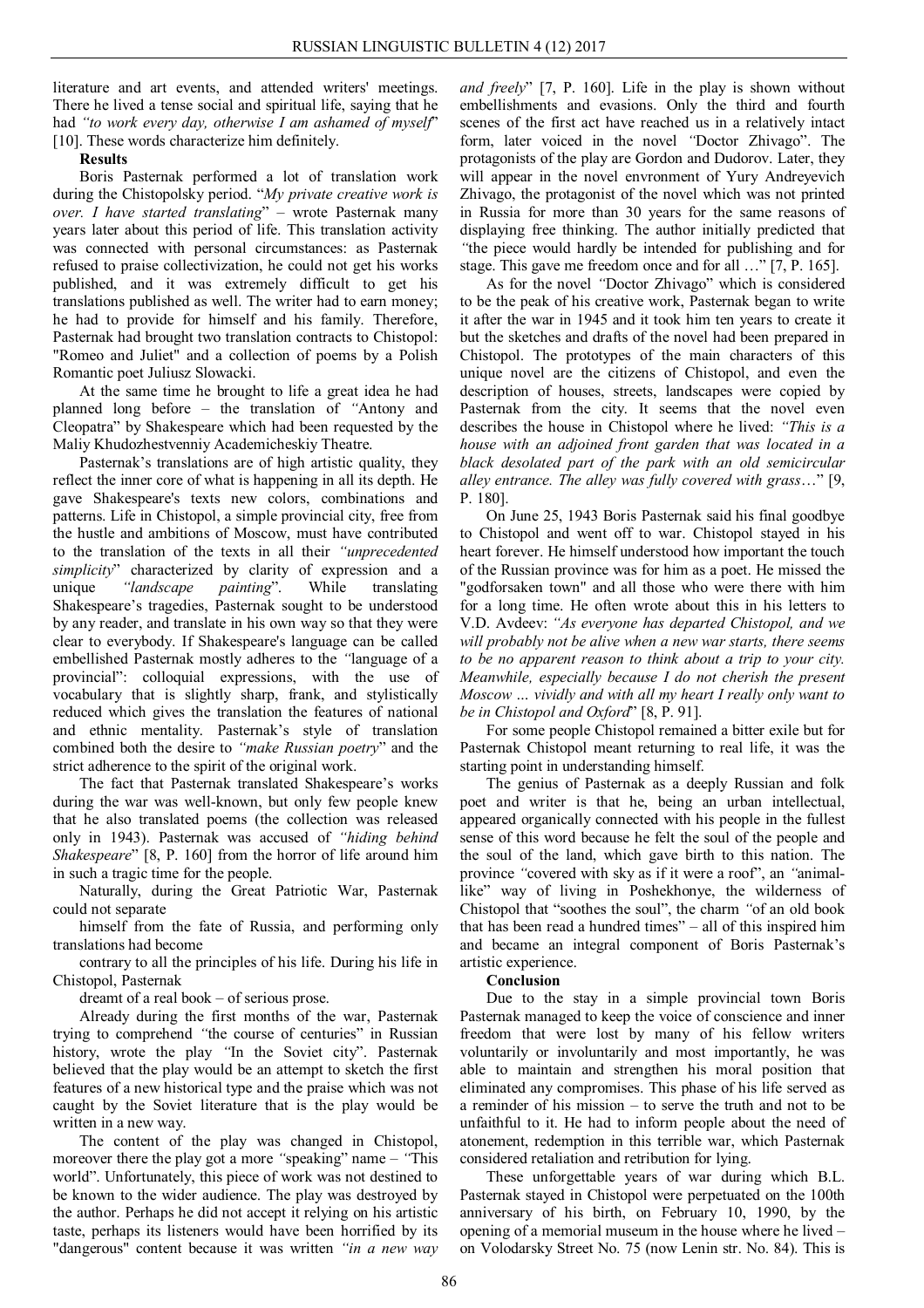literature and art events, and attended writers' meetings. There he lived a tense social and spiritual life, saying that he had *"to work every day, otherwise I am ashamed of myself"* [10]. These words characterize him definitely.

**Results**

Boris Pasternak performed a lot of translation work during the Chistopolsky period. "*My private creative work is over. I have started translating*" – wrote Pasternak many years later about this period of life. This translation activity was connected with personal circumstances: as Pasternak refused to praise collectivization, he could not get his works published, and it was extremely difficult to get his translations published as well. The writer had to earn money; he had to provide for himself and his family. Therefore, Pasternak had brought two translation contracts to Chistopol: "Romeo and Juliet" and a collection of poems by a Polish Romantic poet Juliusz Slowacki.

At the same time he brought to life a great idea he had planned long before – the translation of *"*Antony and Cleopatra" by Shakespeare which had been requested by the Maliy Khudozhestvenniy Academicheskiy Theatre.

Pasternak's translations are of high artistic quality, they reflect the inner core of what is happening in all its depth. He gave Shakespeare's texts new colors, combinations and patterns. Life in Chistopol, a simple provincial city, free from the hustle and ambitions of Moscow, must have contributed to the translation of the texts in all their *"unprecedented simplicity*" characterized by clarity of expression and a unique *"landscape painting*". While translating Shakespeare's tragedies, Pasternak sought to be understood by any reader, and translate in his own way so that they were clear to everybody. If Shakespeare's language can be called embellished Pasternak mostly adheres to the *"*language of a provincial": colloquial expressions, with the use of vocabulary that is slightly sharp, frank, and stylistically reduced which gives the translation the features of national and ethnic mentality. Pasternak's style of translation combined both the desire to *"make Russian poetry*" and the strict adherence to the spirit of the original work.

The fact that Pasternak translated Shakespeare's works during the war was well-known, but only few people knew that he also translated poems (the collection was released only in 1943). Pasternak was accused of *"hiding behind Shakespeare*" [8, P. 160] from the horror of life around him in such a tragic time for the people.

Naturally, during the Great Patriotic War, Pasternak could not separate himself from the fate of Russia, and performing only translations had become contrary to all the principles of his life. During his life in Chistopol, Pasternak dreamt of a real book – of serious prose.

Already during the first months of the war, Pasternak trying to comprehend *"*the course of centuries" in Russian history, wrote the play *"*In the Soviet city". Pasternak believed that the play would be an attempt to sketch the first features of a new historical type and the praise which was not caught by the Soviet literature that is the play would be written in a new way.

The content of the play was changed in Chistopol, moreover there the play got a more *"*speaking" name – *"*This world". Unfortunately, this piece of work was not destined to be known to the wider audience. The play was destroyed by the author. Perhaps he did not accept it relying on his artistic taste, perhaps its listeners would have been horrified by its "dangerous" content because it was written *"in a new way and freely*" [7, P. 160]. Life in the play is shown without embellishments and evasions. Only the third and fourth scenes of the first act have reached us in a relatively intact form, later voiced in the novel *"*Doctor Zhivago". The protagonists of the play are Gordon and Dudorov. Later, they will appear in the novel envronment of Yury Andreyevich Zhivago, the protagonist of the novel which was not printed in Russia for more than 30 years for the same reasons of displaying free thinking. The author initially predicted that *"*the piece would hardly be intended for publishing and for stage. This gave me freedom once and for all …" [7, P. 165].

As for the novel *"*Doctor Zhivago" which is considered to be the peak of his creative work, Pasternak began to write it after the war in 1945 and it took him ten years to create it but the sketches and drafts of the novel had been prepared in Chistopol. The prototypes of the main characters of this unique novel are the citizens of Chistopol, and even the description of houses, streets, landscapes were copied by Pasternak from the city. It seems that the novel even describes the house in Chistopol where he lived: *"This is a house with an adjoined front garden that was located in a black desolated part of the park with an old semicircular alley entrance. The alley was fully covered with grass…*" [9, P. 180].

On June 25, 1943 Boris Pasternak said his final goodbye to Chistopol and went off to war. Chistopol stayed in his heart forever. He himself understood how important the touch of the Russian province was for him as a poet. He missed the "godforsaken town" and all those who were there with him for a long time. He often wrote about this in his letters to V.D. Avdeev: *"As everyone has departed Chistopol, and we will probably not be alive when a new war starts, there seems to be no apparent reason to think about a trip to your city. Meanwhile, especially because I do not cherish the present Moscow ... vividly and with all my heart I really only want to be in Chistopol and Oxford*" [8, P. 91].

For some people Chistopol remained a bitter exile but for Pasternak Chistopol meant returning to real life, it was the starting point in understanding himself.

The genius of Pasternak as a deeply Russian and folk poet and writer is that he, being an urban intellectual, appeared organically connected with his people in the fullest sense of this word because he felt the soul of the people and the soul of the land, which gave birth to this nation. The province *"*covered with sky as if it were a roof", an *"*animal-like" way of living in Poshekhonye, the wilderness of Chistopol that "soothes the soul", the charm *"*of an old book that has been read a hundred times" – all of this inspired him and became an integral component of Boris Pasternak's artistic experience.

**Conclusion**

Due to the stay in a simple provincial town Boris Pasternak managed to keep the voice of conscience and inner freedom that were lost by many of his fellow writers voluntarily or involuntarily and most importantly, he was able to maintain and strengthen his moral position that eliminated any compromises. This phase of his life served as a reminder of his mission – to serve the truth and not to be unfaithful to it. He had to inform people about the need of atonement, redemption in this terrible war, which Pasternak considered retaliation and retribution for lying.

These unforgettable years of war during which B.L. Pasternak stayed in Chistopol were perpetuated on the 100th anniversary of his birth, on February 10, 1990, by the opening of a memorial museum in the house where he lived – on Volodarsky Street No. 75 (now Lenin str. No. 84). This is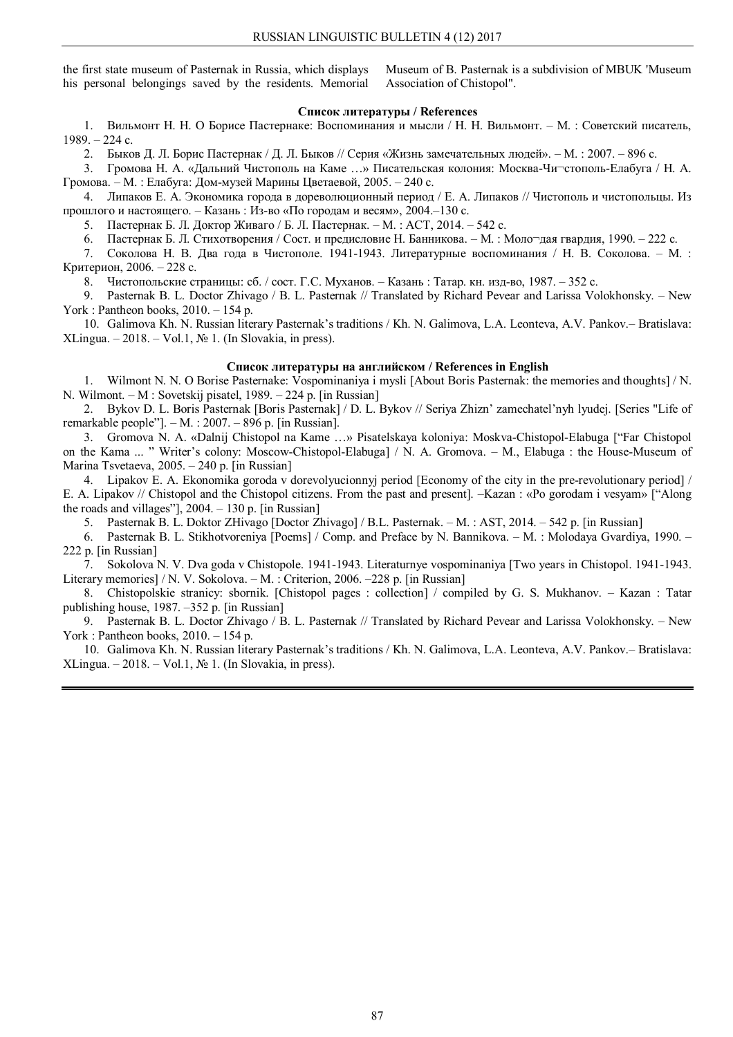the first state museum of Pasternak in Russia, which displays his personal belongings saved by the residents. Memorial Museum of B. Pasternak is a subdivision of MBUK 'Museum Association of Chistopol".

### Список литературы / References

1. Вильмонт Н. Н. О Борисе Пастернаке: Воспоминания и мысли / Н. Н. Вильмонт. – М. : Советский писатель, 1989. – 224 с.
2. Быков Д. Л. Борис Пастернак / Д. Л. Быков // Серия «Жизнь замечательных людей». – М. : 2007. – 896 с.
3. Громова Н. А. «Дальний Чистополь на Каме …» Писательская колония: Москва-Чи¬стополь-Елабуга / Н. А. Громова. – М. : Елабуга: Дом-музей Марины Цветаевой, 2005. – 240 с.
4. Липаков Е. А. Экономика города в дореволюционный период / Е. А. Липаков // Чистополь и чистопольцы. Из прошлого и настоящего. – Казань : Из-во «По городам и весям», 2004.–130 с.
5. Пастернак Б. Л. Доктор Живаго / Б. Л. Пастернак. – М. : АСТ, 2014. – 542 с.
6. Пастернак Б. Л. Стихотворения / Сост. и предисловие Н. Банникова. – М. : Моло¬дая гвардия, 1990. – 222 с.
7. Соколова Н. В. Два года в Чистополе. 1941-1943. Литературные воспоминания / Н. В. Соколова. – М. : Критерион, 2006. – 228 с.
8. Чистопольские страницы: сб. / сост. Г.С. Муханов. – Казань : Татар. кн. изд-во, 1987. – 352 с.
9. Pasternak B. L. Doctor Zhivago / B. L. Pasternak // Translated by Richard Pevear and Larissa Volokhonsky. – New York : Pantheon books, 2010. – 154 p.
10. Galimova Kh. N. Russian literary Pasternak's traditions / Kh. N. Galimova, L.A. Leonteva, A.V. Pankov.– Bratislava: XLingua. – 2018. – Vol.1, № 1. (In Slovakia, in press).

### Список литературы на английском / References in English

1. Wilmont N. N. O Borise Pasternake: Vospominaniya i mysli [About Boris Pasternak: the memories and thoughts] / N. N. Wilmont. – M : Sovetskij pisatel, 1989. – 224 p. [in Russian]
2. Bykov D. L. Boris Pasternak [Boris Pasternak] / D. L. Bykov // Seriya Zhizn' zamechatel'nyh lyudej. [Series "Life of remarkable people"]. – M. : 2007. – 896 p. [in Russian].
3. Gromova N. A. «Dalnij Chistopol na Kame …» Pisatelskaya koloniya: Moskva-Chistopol-Elabuga ["Far Chistopol on the Kama ... " Writer's colony: Moscow-Chistopol-Elabuga] / N. A. Gromova. – M., Elabuga : the House-Museum of Marina Tsvetaeva, 2005. – 240 p. [in Russian]
4. Lipakov E. A. Ekonomika goroda v dorevolyucionnyj period [Economy of the city in the pre-revolutionary period] / E. A. Lipakov // Chistopol and the Chistopol citizens. From the past and present]. –Kazan : «Po gorodam i vesyam» ["Along the roads and villages"], 2004. – 130 p. [in Russian]
5. Pasternak B. L. Doktor ZHivago [Doctor Zhivago] / B.L. Pasternak. – M. : AST, 2014. – 542 p. [in Russian]
6. Pasternak B. L. Stikhotvoreniya [Poems] / Comp. and Preface by N. Bannikova. – M. : Molodaya Gvardiya, 1990. – 222 p. [in Russian]
7. Sokolova N. V. Dva goda v Chistopole. 1941-1943. Literaturnye vospominaniya [Two years in Chistopol. 1941-1943. Literary memories] / N. V. Sokolova. – M. : Criterion, 2006. –228 p. [in Russian]
8. Chistopolskie stranicy: sbornik. [Chistopol pages : collection] / compiled by G. S. Mukhanov. – Kazan : Tatar publishing house, 1987. –352 p. [in Russian]
9. Pasternak B. L. Doctor Zhivago / B. L. Pasternak // Translated by Richard Pevear and Larissa Volokhonsky. – New York : Pantheon books, 2010. – 154 p.
10. Galimova Kh. N. Russian literary Pasternak's traditions / Kh. N. Galimova, L.A. Leonteva, A.V. Pankov.– Bratislava: XLingua. – 2018. – Vol.1, № 1. (In Slovakia, in press).